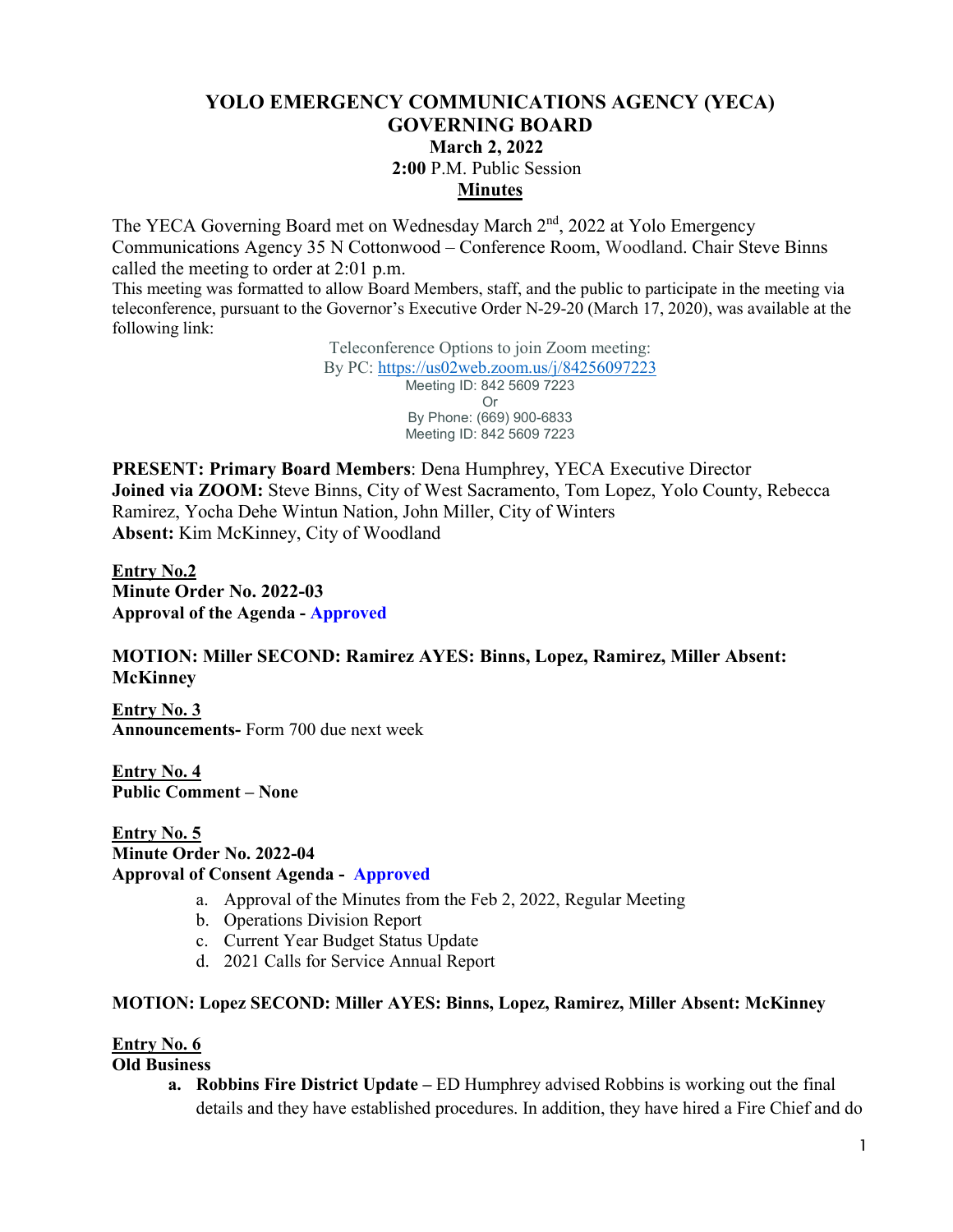# YOLO EMERGENCY COMMUNICATIONS AGENCY (YECA)
# GOVERNING BOARD

**March 2, 2022**

**2:00** P.M. Public Session

**Minutes**

The YECA Governing Board met on Wednesday March 2nd, 2022 at Yolo Emergency Communications Agency 35 N Cottonwood – Conference Room, Woodland. Chair Steve Binns called the meeting to order at 2:01 p.m.

This meeting was formatted to allow Board Members, staff, and the public to participate in the meeting via teleconference, pursuant to the Governor's Executive Order N-29-20 (March 17, 2020), was available at the following link:

Teleconference Options to join Zoom meeting:
By PC: https://us02web.zoom.us/j/84256097223
Meeting ID: 842 5609 7223
Or
By Phone: (669) 900-6833
Meeting ID: 842 5609 7223

**PRESENT: Primary Board Members**: Dena Humphrey, YECA Executive Director
**Joined via ZOOM:** Steve Binns, City of West Sacramento, Tom Lopez, Yolo County, Rebecca Ramirez, Yocha Dehe Wintun Nation, John Miller, City of Winters
**Absent:** Kim McKinney, City of Woodland

**Entry No.2**
**Minute Order No. 2022-03**
**Approval of the Agenda - Approved**

**MOTION: Miller SECOND: Ramirez AYES: Binns, Lopez, Ramirez, Miller Absent: McKinney**

**Entry No. 3**
**Announcements-** Form 700 due next week

**Entry No. 4**
**Public Comment – None**

**Entry No. 5**
**Minute Order No. 2022-04**
**Approval of Consent Agenda - Approved**

a. Approval of the Minutes from the Feb 2, 2022, Regular Meeting
b. Operations Division Report
c. Current Year Budget Status Update
d. 2021 Calls for Service Annual Report

**MOTION: Lopez SECOND: Miller AYES: Binns, Lopez, Ramirez, Miller Absent: McKinney**

**Entry No. 6**
**Old Business**

a. **Robbins Fire District Update –** ED Humphrey advised Robbins is working out the final details and they have established procedures. In addition, they have hired a Fire Chief and do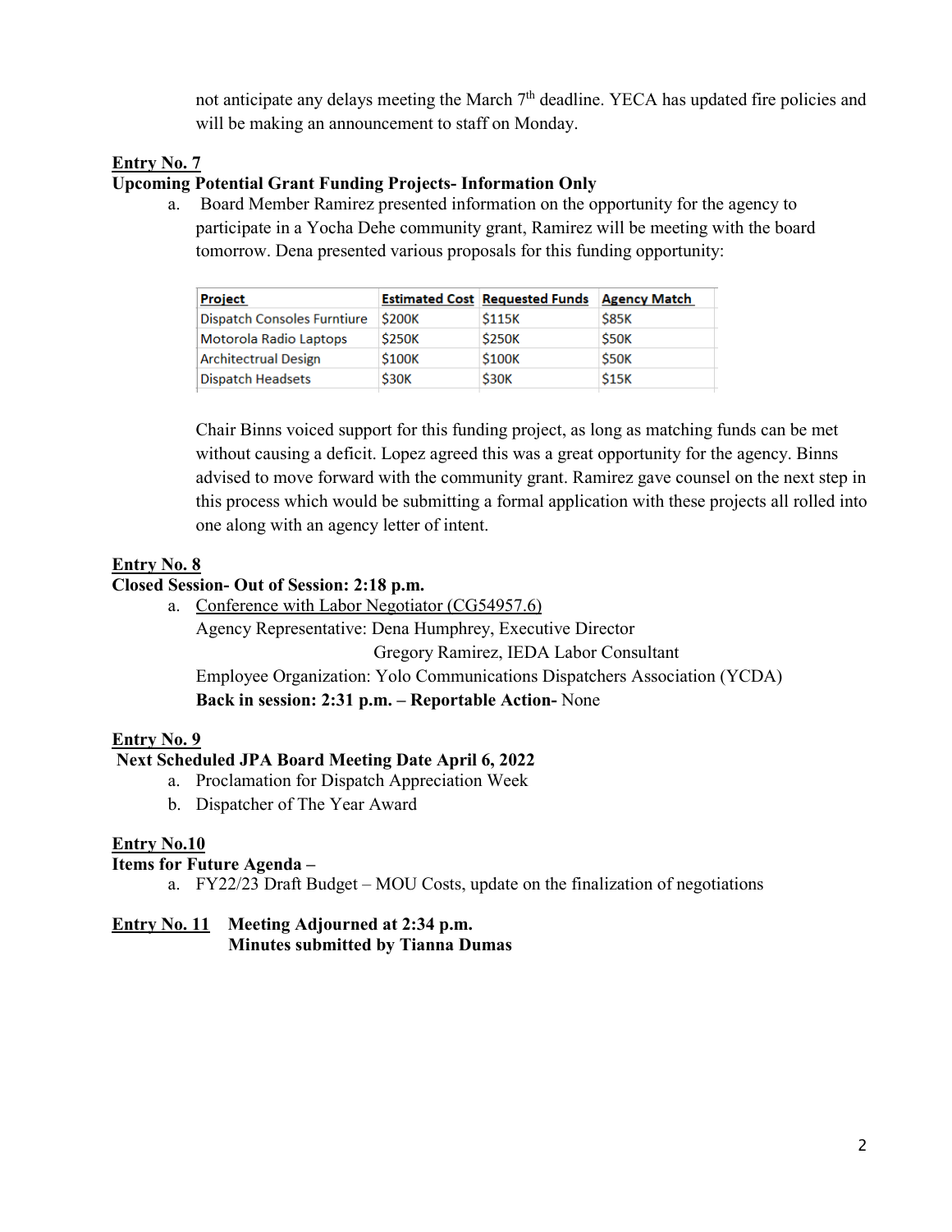not anticipate any delays meeting the March 7th deadline. YECA has updated fire policies and will be making an announcement to staff on Monday.

**Entry No. 7**
**Upcoming Potential Grant Funding Projects- Information Only**

a. Board Member Ramirez presented information on the opportunity for the agency to participate in a Yocha Dehe community grant, Ramirez will be meeting with the board tomorrow. Dena presented various proposals for this funding opportunity:

| Project | Estimated Cost | Requested Funds | Agency Match |
|---|---|---|---|
| Dispatch Consoles Furntiure | $200K | $115K | $85K |
| Motorola Radio Laptops | $250K | $250K | $50K |
| Architectrual Design | $100K | $100K | $50K |
| Dispatch Headsets | $30K | $30K | $15K |

Chair Binns voiced support for this funding project, as long as matching funds can be met without causing a deficit. Lopez agreed this was a great opportunity for the agency. Binns advised to move forward with the community grant. Ramirez gave counsel on the next step in this process which would be submitting a formal application with these projects all rolled into one along with an agency letter of intent.

**Entry No. 8**
**Closed Session- Out of Session: 2:18 p.m.**

a. Conference with Labor Negotiator (CG54957.6)
Agency Representative: Dena Humphrey, Executive Director
Gregory Ramirez, IEDA Labor Consultant
Employee Organization: Yolo Communications Dispatchers Association (YCDA)
**Back in session: 2:31 p.m. – Reportable Action-** None

**Entry No. 9**
**Next Scheduled JPA Board Meeting Date April 6, 2022**

a. Proclamation for Dispatch Appreciation Week
b. Dispatcher of The Year Award

**Entry No.10**
**Items for Future Agenda –**

a. FY22/23 Draft Budget – MOU Costs, update on the finalization of negotiations

**Entry No. 11** **Meeting Adjourned at 2:34 p.m.**
**Minutes submitted by Tianna Dumas**